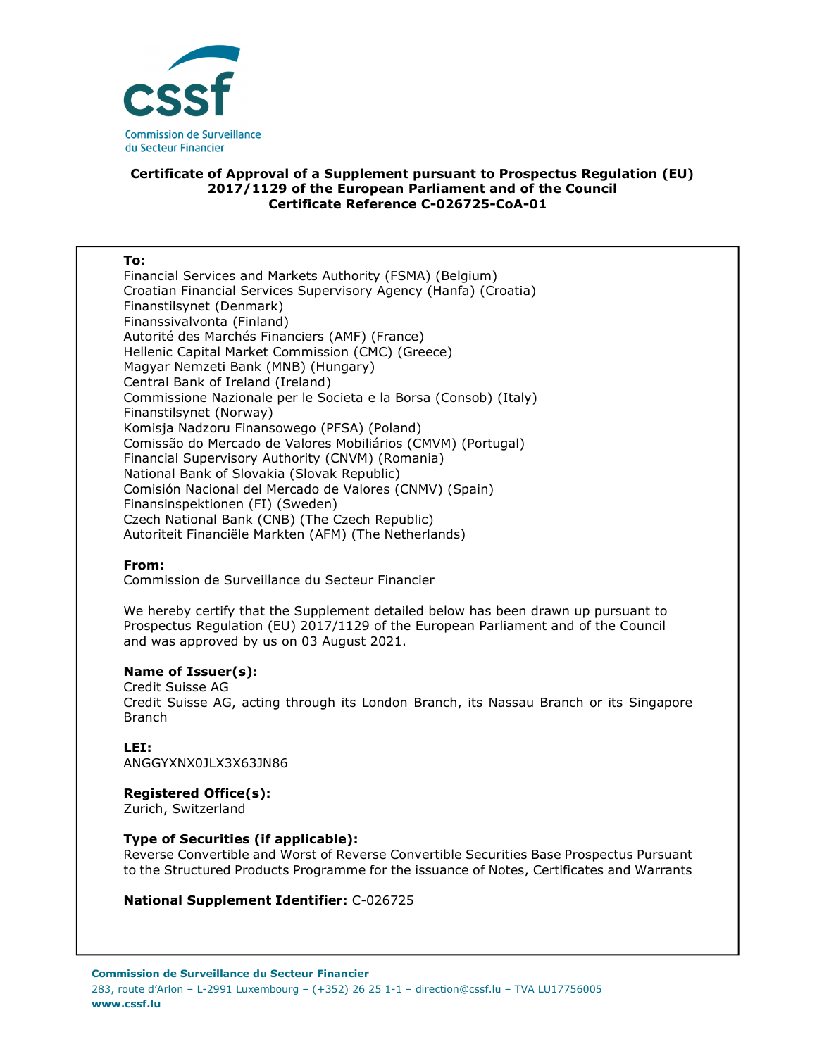**Commission de Surveillance du Secteur Financier**

## Certificate of Approval of a Supplement pursuant to Prospectus Regulation (EU) 2017/1129 of the European Parliament and of the Council
## Certificate Reference C-026725-CoA-01

**To:**
Financial Services and Markets Authority (FSMA) (Belgium)
Croatian Financial Services Supervisory Agency (Hanfa) (Croatia)
Finanstilsynet (Denmark)
Finanssivalvonta (Finland)
Autorité des Marchés Financiers (AMF) (France)
Hellenic Capital Market Commission (CMC) (Greece)
Magyar Nemzeti Bank (MNB) (Hungary)
Central Bank of Ireland (Ireland)
Commissione Nazionale per le Societa e la Borsa (Consob) (Italy)
Finanstilsynet (Norway)
Komisja Nadzoru Finansowego (PFSA) (Poland)
Comissão do Mercado de Valores Mobiliários (CMVM) (Portugal)
Financial Supervisory Authority (CNVM) (Romania)
National Bank of Slovakia (Slovak Republic)
Comisión Nacional del Mercado de Valores (CNMV) (Spain)
Finansinspektionen (FI) (Sweden)
Czech National Bank (CNB) (The Czech Republic)
Autoriteit Financiële Markten (AFM) (The Netherlands)

**From:**
Commission de Surveillance du Secteur Financier

We hereby certify that the Supplement detailed below has been drawn up pursuant to Prospectus Regulation (EU) 2017/1129 of the European Parliament and of the Council and was approved by us on 03 August 2021.

**Name of Issuer(s):**
Credit Suisse AG
Credit Suisse AG, acting through its London Branch, its Nassau Branch or its Singapore Branch

**LEI:**
ANGGYXNX0JLX3X63JN86

**Registered Office(s):**
Zurich, Switzerland

**Type of Securities (if applicable):**
Reverse Convertible and Worst of Reverse Convertible Securities Base Prospectus Pursuant to the Structured Products Programme for the issuance of Notes, Certificates and Warrants

**National Supplement Identifier:** C-026725

**Commission de Surveillance du Secteur Financier**
283, route d'Arlon – L-2991 Luxembourg – (+352) 26 25 1-1 – direction@cssf.lu – TVA LU17756005
**www.cssf.lu**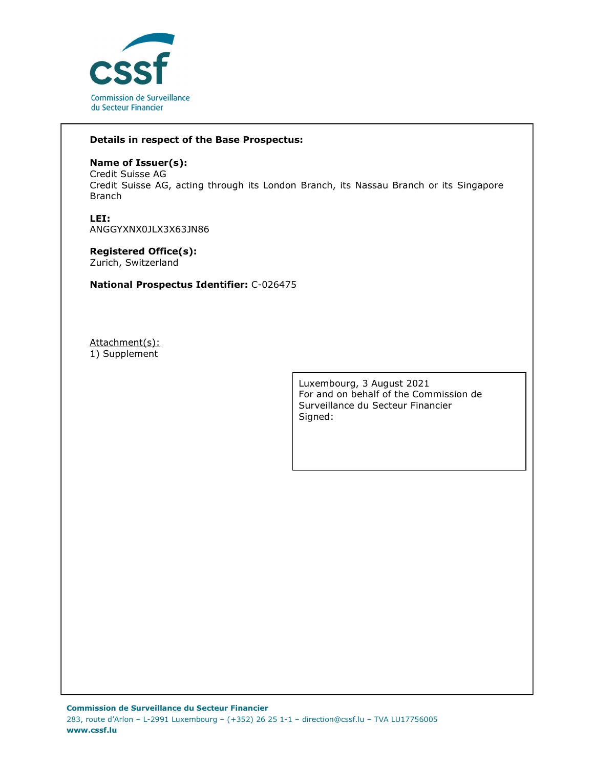**Details in respect of the Base Prospectus:**

**Name of Issuer(s):**
Credit Suisse AG
Credit Suisse AG, acting through its London Branch, its Nassau Branch or its Singapore Branch

**LEI:**
ANGGYXNX0JLX3X63JN86

**Registered Office(s):**
Zurich, Switzerland

**National Prospectus Identifier:** C-026475

Attachment(s):
1) Supplement

Luxembourg, 3 August 2021
For and on behalf of the Commission de Surveillance du Secteur Financier
Signed:

**Commission de Surveillance du Secteur Financier**
283, route d'Arlon – L-2991 Luxembourg – (+352) 26 25 1-1 – direction@cssf.lu – TVA LU17756005
**www.cssf.lu**